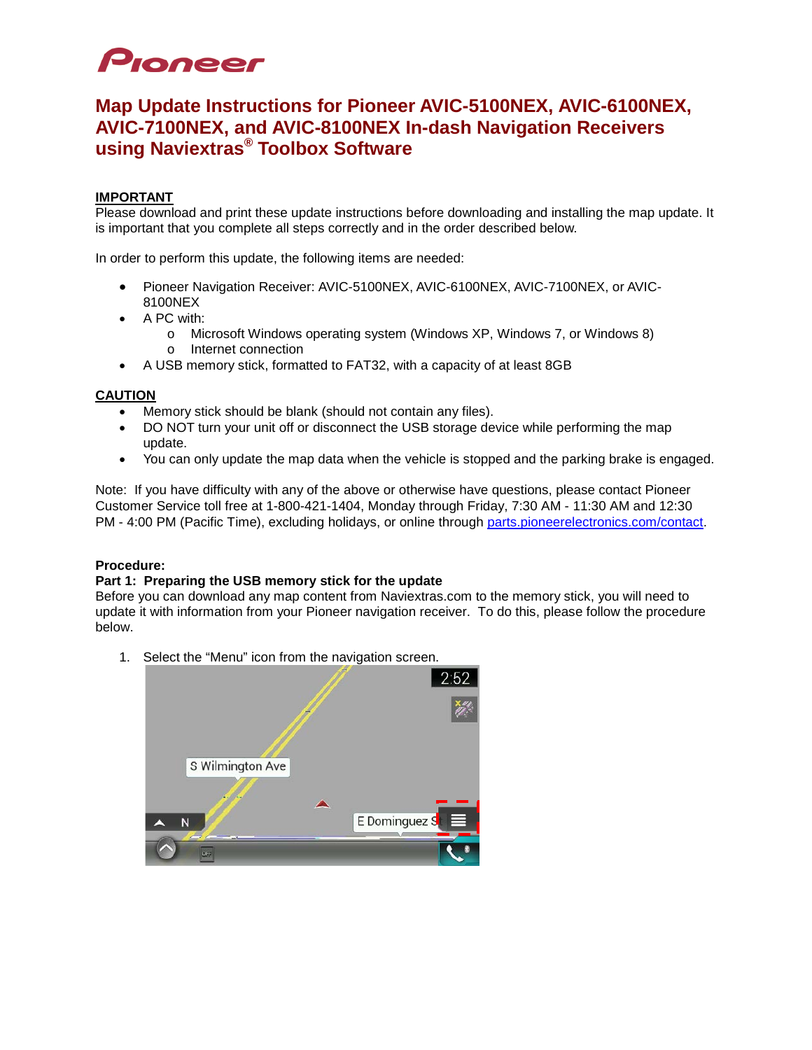# Map Update Instructions for Pioneer AVIC-5100NEX, AVIC-6100NEX, AVIC-7100NEX, and AVIC-8100NEX In-dash Navigation Receivers using Naviextras® Toolbox Software

**IMPORTANT**

Please download and print these update instructions before downloading and installing the map update. It is important that you complete all steps correctly and in the order described below.

In order to perform this update, the following items are needed:

- Pioneer Navigation Receiver: AVIC-5100NEX, AVIC-6100NEX, AVIC-7100NEX, or AVIC-8100NEX
- A PC with:
  - Microsoft Windows operating system (Windows XP, Windows 7, or Windows 8)
  - Internet connection
- A USB memory stick, formatted to FAT32, with a capacity of at least 8GB

**CAUTION**

- Memory stick should be blank (should not contain any files).
- DO NOT turn your unit off or disconnect the USB storage device while performing the map update.
- You can only update the map data when the vehicle is stopped and the parking brake is engaged.

Note: If you have difficulty with any of the above or otherwise have questions, please contact Pioneer Customer Service toll free at 1-800-421-1404, Monday through Friday, 7:30 AM - 11:30 AM and 12:30 PM - 4:00 PM (Pacific Time), excluding holidays, or online through parts.pioneerelectronics.com/contact.

**Procedure:**

**Part 1: Preparing the USB memory stick for the update**

Before you can download any map content from Naviextras.com to the memory stick, you will need to update it with information from your Pioneer navigation receiver. To do this, please follow the procedure below.

1. Select the "Menu" icon from the navigation screen.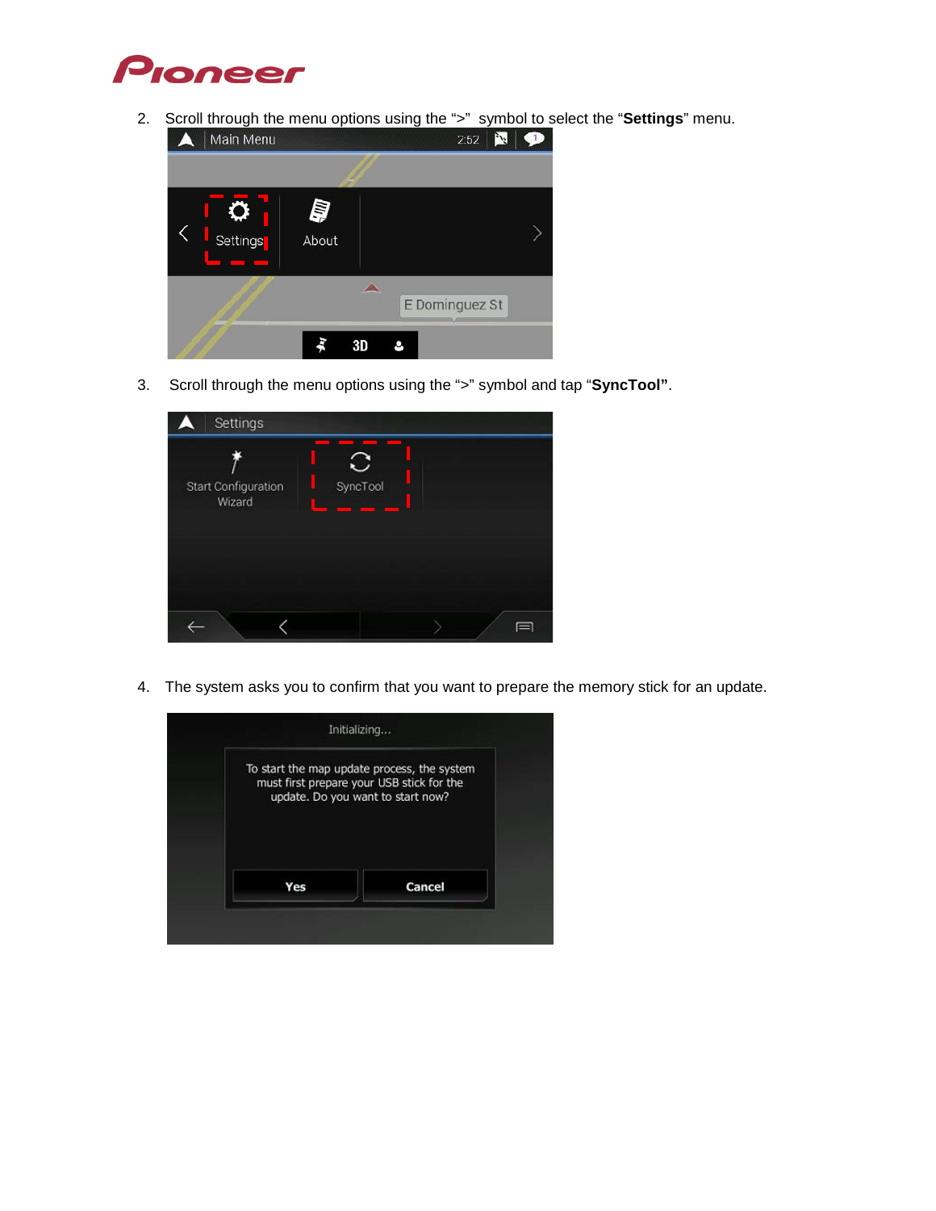2. Scroll through the menu options using the ">" symbol to select the "**Settings**" menu.

3. Scroll through the menu options using the ">" symbol and tap "**SyncTool**".

4. The system asks you to confirm that you want to prepare the memory stick for an update.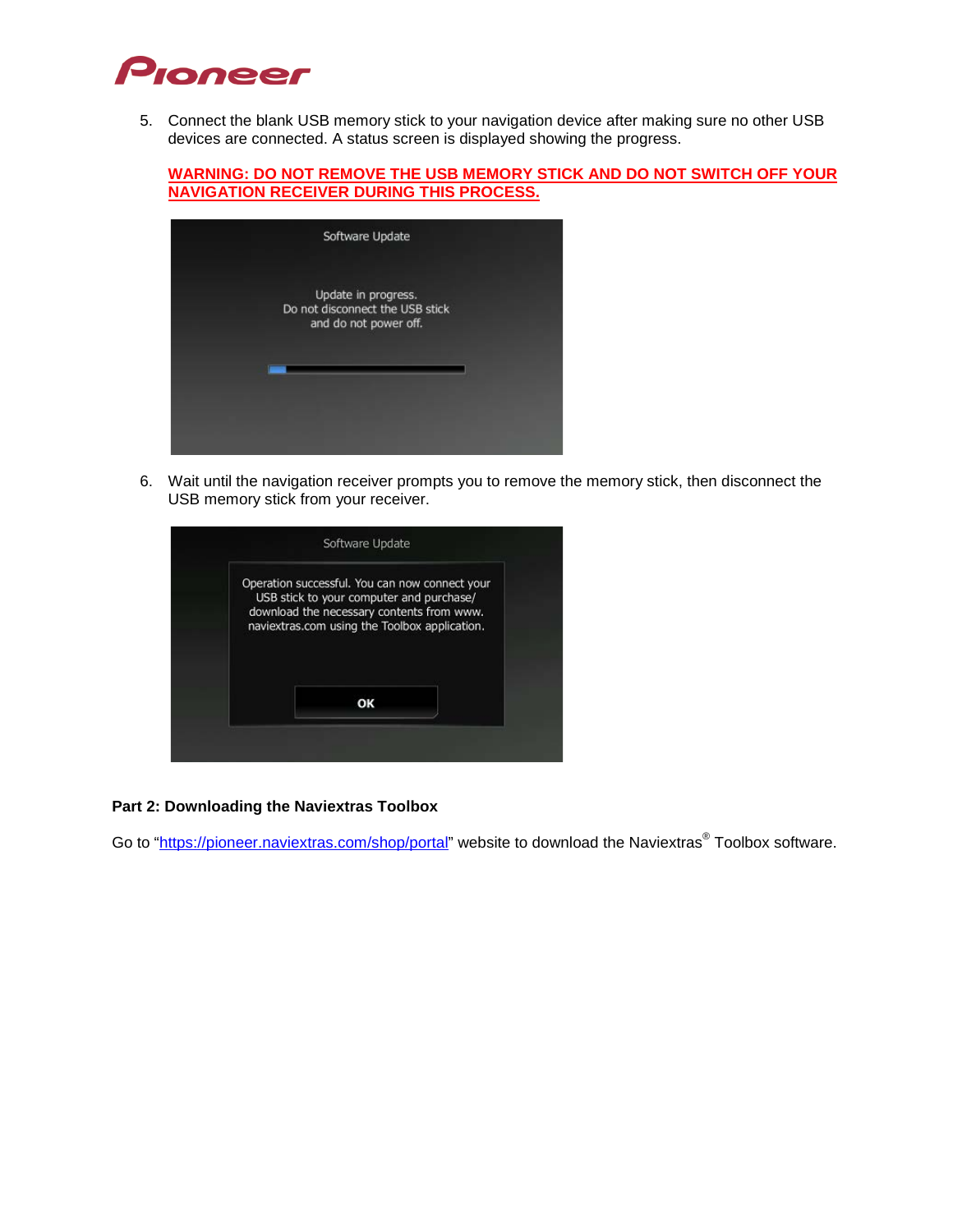5. Connect the blank USB memory stick to your navigation device after making sure no other USB devices are connected. A status screen is displayed showing the progress.

   **WARNING: DO NOT REMOVE THE USB MEMORY STICK AND DO NOT SWITCH OFF YOUR NAVIGATION RECEIVER DURING THIS PROCESS.**

6. Wait until the navigation receiver prompts you to remove the memory stick, then disconnect the USB memory stick from your receiver.

**Part 2: Downloading the Naviextras Toolbox**

Go to "https://pioneer.naviextras.com/shop/portal" website to download the Naviextras® Toolbox software.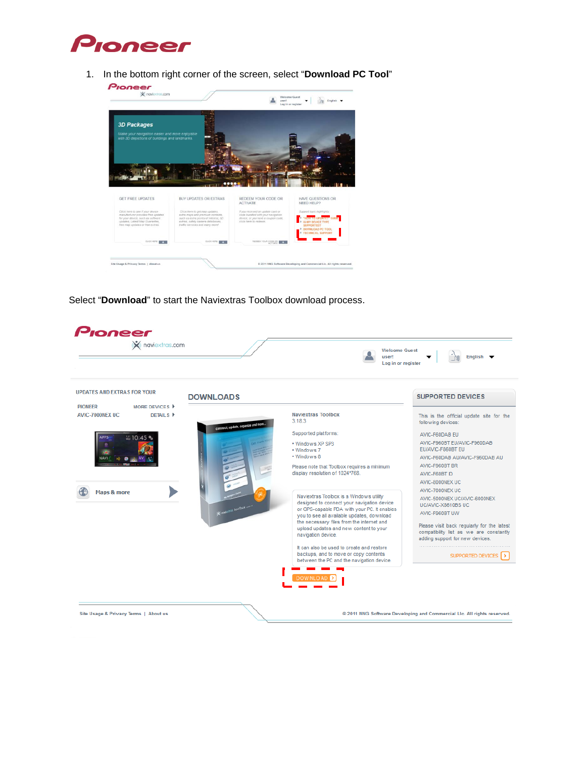1. In the bottom right corner of the screen, select “**Download PC Tool**”

Select “**Download**” to start the Naviextras Toolbox download process.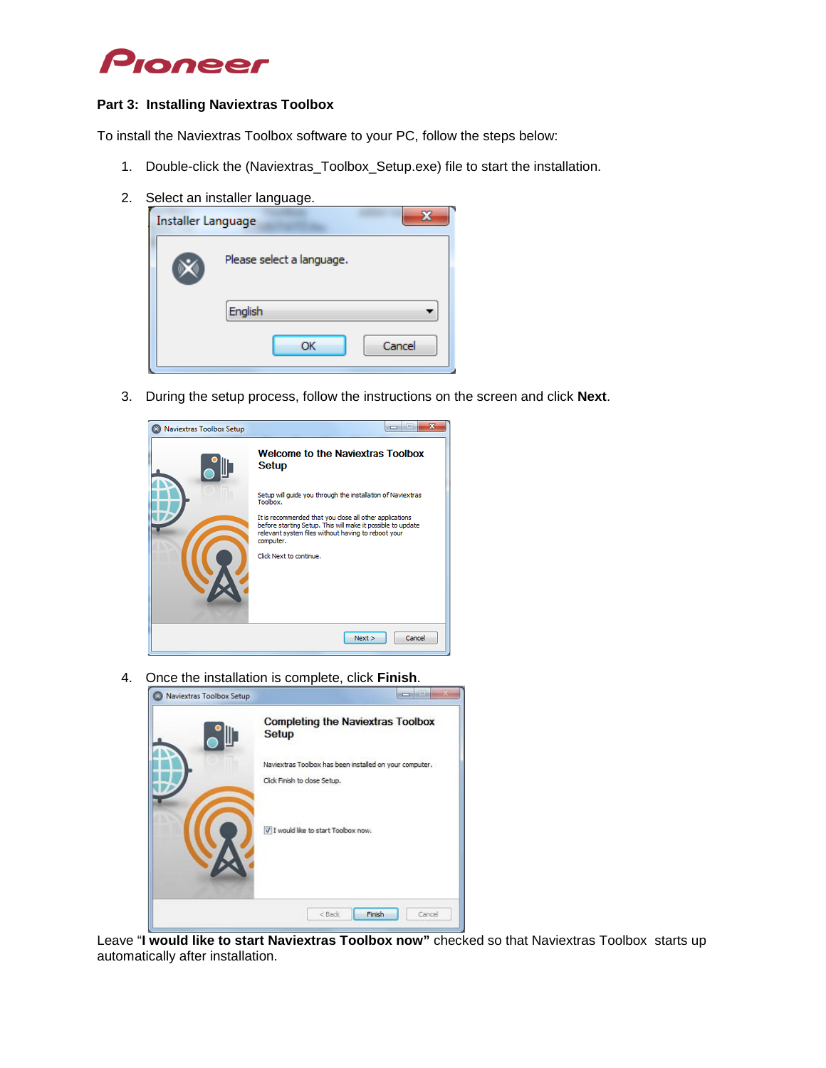**Part 3: Installing Naviextras Toolbox**

To install the Naviextras Toolbox software to your PC, follow the steps below:

1. Double-click the (Naviextras_Toolbox_Setup.exe) file to start the installation.
2. Select an installer language.
3. During the setup process, follow the instructions on the screen and click **Next**.
4. Once the installation is complete, click **Finish**.

Leave "**I would like to start Naviextras Toolbox now"** checked so that Naviextras Toolbox starts up automatically after installation.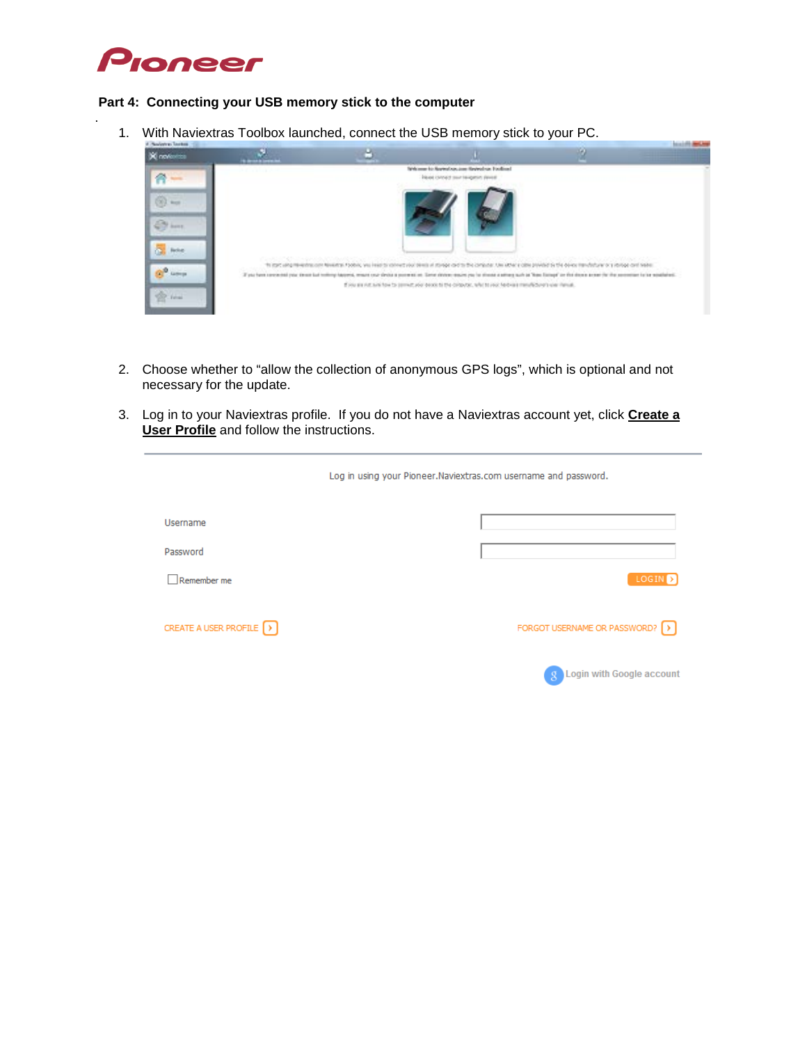**Part 4: Connecting your USB memory stick to the computer**

1. With Naviextras Toolbox launched, connect the USB memory stick to your PC.

2. Choose whether to "allow the collection of anonymous GPS logs", which is optional and not necessary for the update.

3. Log in to your Naviextras profile. If you do not have a Naviextras account yet, click **Create a User Profile** and follow the instructions.

Log in using your Pioneer.Naviextras.com username and password.

Username

Password

Remember me

LOGIN

CREATE A USER PROFILE

FORGOT USERNAME OR PASSWORD?

Login with Google account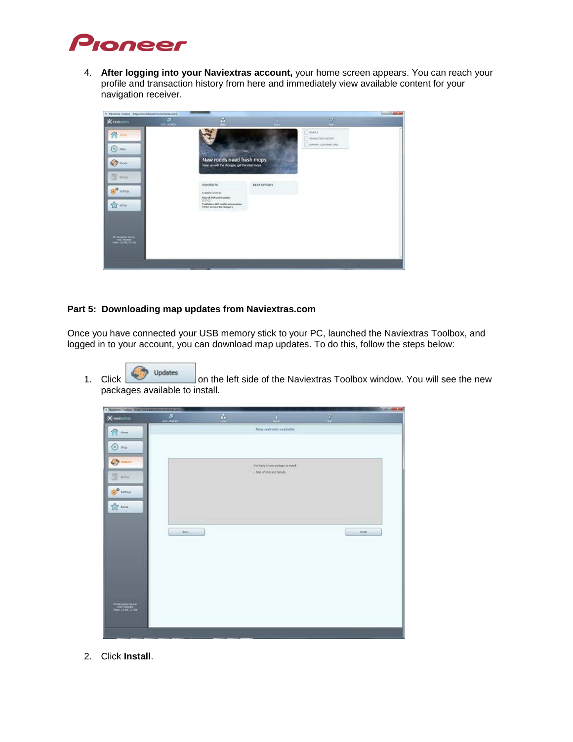4. **After logging into your Naviextras account,** your home screen appears. You can reach your profile and transaction history from here and immediately view available content for your navigation receiver.

**Part 5: Downloading map updates from Naviextras.com**

Once you have connected your USB memory stick to your PC, launched the Naviextras Toolbox, and logged in to your account, you can download map updates. To do this, follow the steps below:

1. Click Updates on the left side of the Naviextras Toolbox window. You will see the new packages available to install.

2. Click **Install**.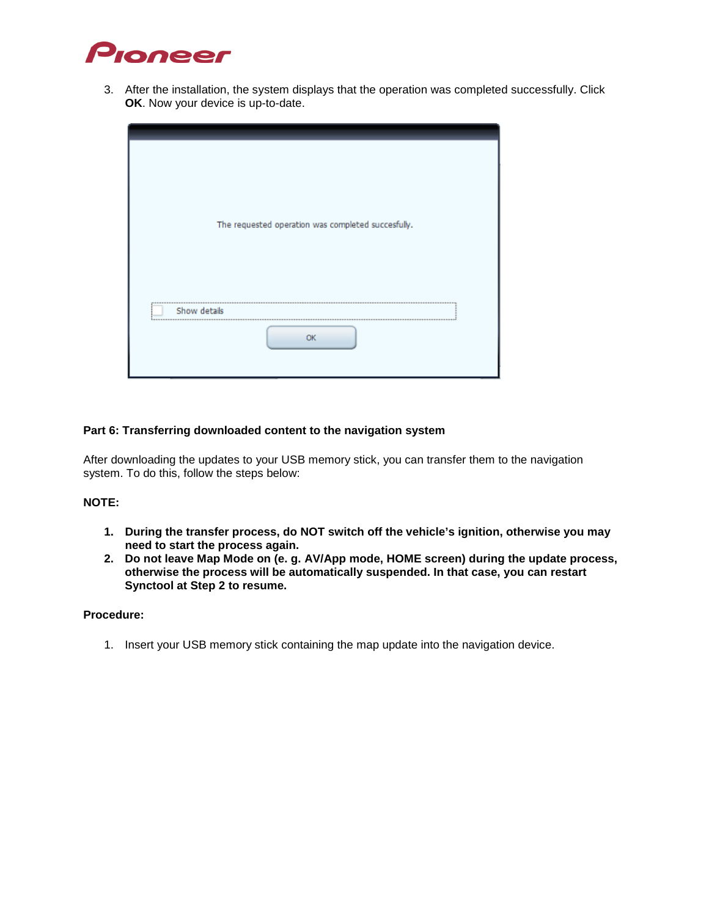3. After the installation, the system displays that the operation was completed successfully. Click **OK**. Now your device is up-to-date.

**Part 6: Transferring downloaded content to the navigation system**

After downloading the updates to your USB memory stick, you can transfer them to the navigation system. To do this, follow the steps below:

**NOTE:**

1. **During the transfer process, do NOT switch off the vehicle's ignition, otherwise you may need to start the process again.**
2. **Do not leave Map Mode on (e. g. AV/App mode, HOME screen) during the update process, otherwise the process will be automatically suspended. In that case, you can restart Synctool at Step 2 to resume.**

**Procedure:**

1. Insert your USB memory stick containing the map update into the navigation device.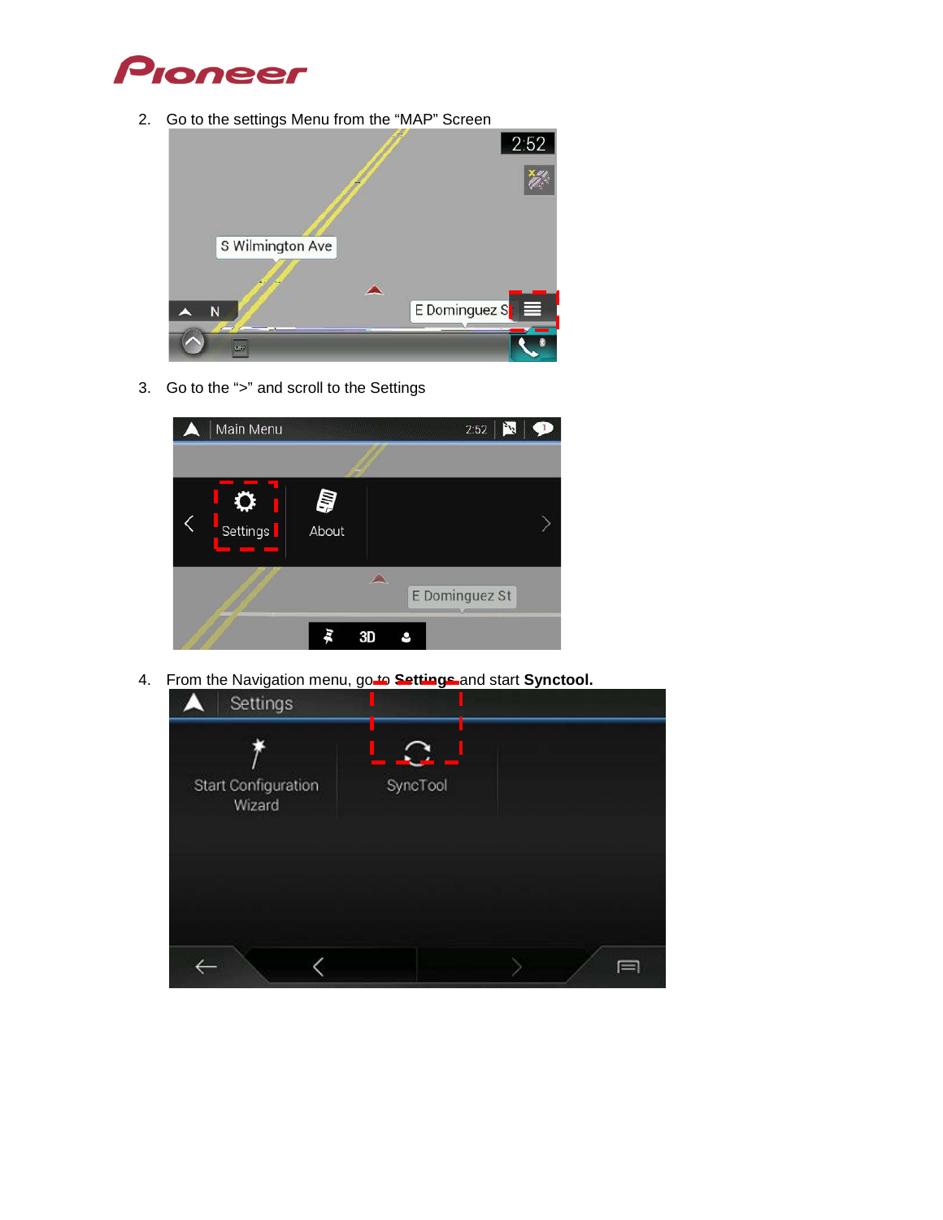2. Go to the settings Menu from the "MAP" Screen

3. Go to the ">" and scroll to the Settings

4. From the Navigation menu, go to **Settings** and start **Synctool.**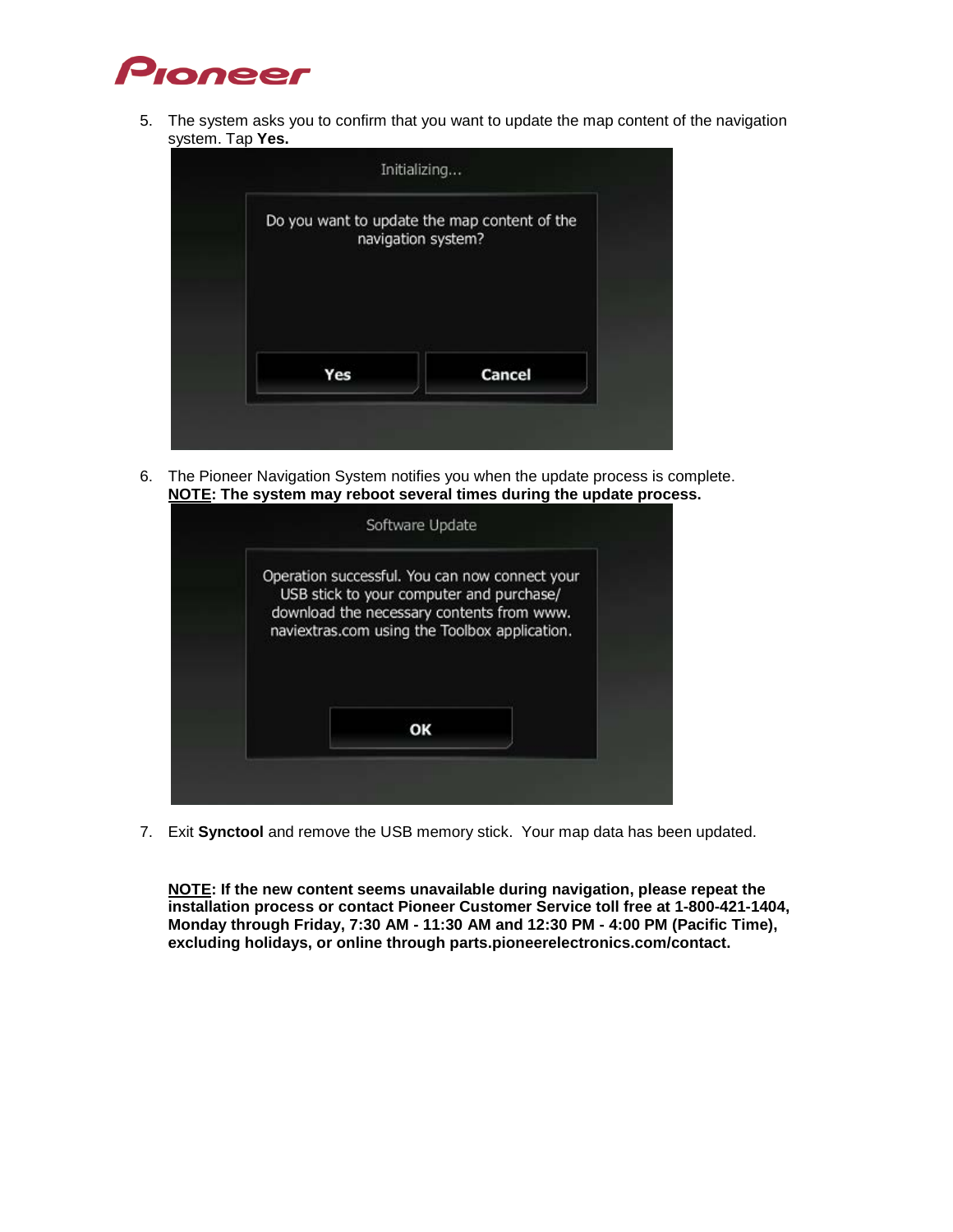5. The system asks you to confirm that you want to update the map content of the navigation system. Tap **Yes.**

Initializing...

Do you want to update the map content of the navigation system?

Yes

Cancel

6. The Pioneer Navigation System notifies you when the update process is complete.
**NOTE: The system may reboot several times during the update process.**

Software Update

Operation successful. You can now connect your USB stick to your computer and purchase/ download the necessary contents from www. naviextras.com using the Toolbox application.

OK

7. Exit **Synctool** and remove the USB memory stick. Your map data has been updated.

**NOTE: If the new content seems unavailable during navigation, please repeat the installation process or contact Pioneer Customer Service toll free at 1-800-421-1404, Monday through Friday, 7:30 AM - 11:30 AM and 12:30 PM - 4:00 PM (Pacific Time), excluding holidays, or online through parts.pioneerelectronics.com/contact.**